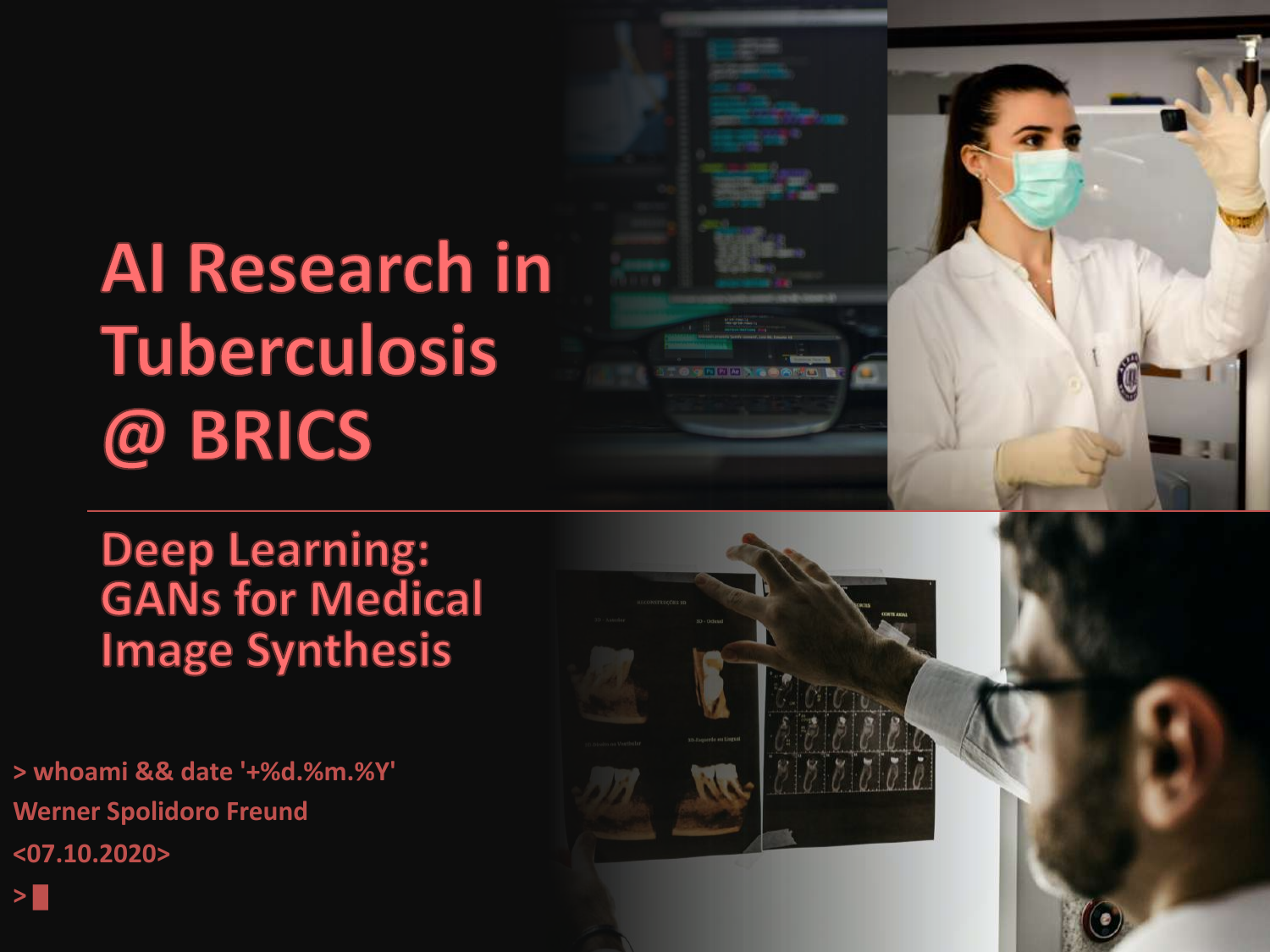# AI Research in Tuberculosis @ BRICS

## Deep Learning: GANs for Medical Image Synthesis

> whoami && date '+%d.%m.%Y'

Werner Spolidoro Freund

<07.10.2020>

>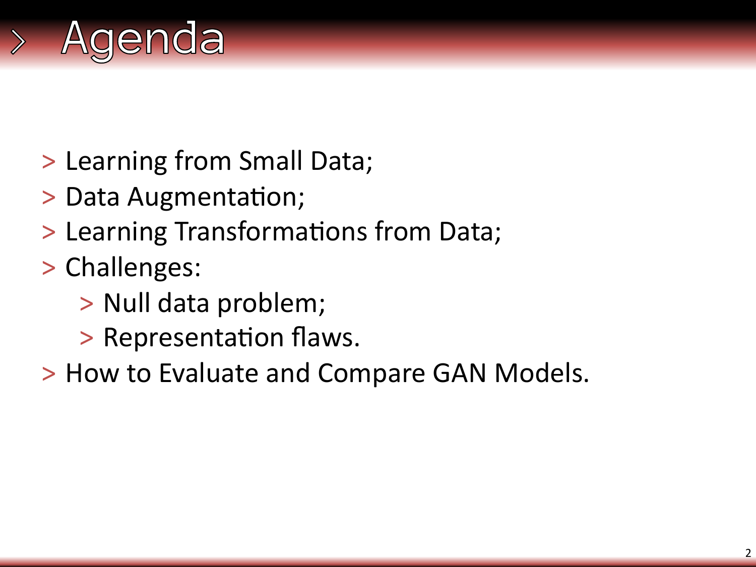# Agenda

- Learning from Small Data;
- Data Augmentation;
- Learning Transformations from Data;
- Challenges:
  - Null data problem;
  - Representation flaws.
- How to Evaluate and Compare GAN Models.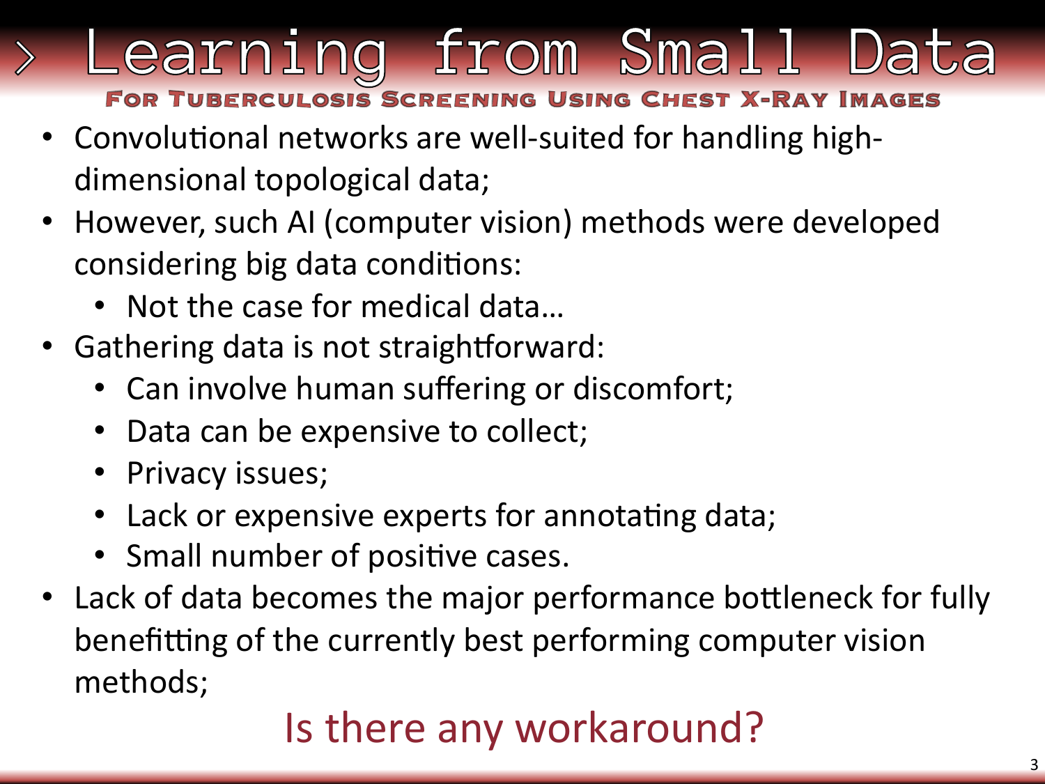# Learning from Small Data

## For Tuberculosis Screening Using Chest X-Ray Images

- Convolutional networks are well-suited for handling high-dimensional topological data;
- However, such AI (computer vision) methods were developed considering big data conditions:
  - Not the case for medical data…
- Gathering data is not straightforward:
  - Can involve human suffering or discomfort;
  - Data can be expensive to collect;
  - Privacy issues;
  - Lack or expensive experts for annotating data;
  - Small number of positive cases.
- Lack of data becomes the major performance bottleneck for fully benefitting of the currently best performing computer vision methods;

Is there any workaround?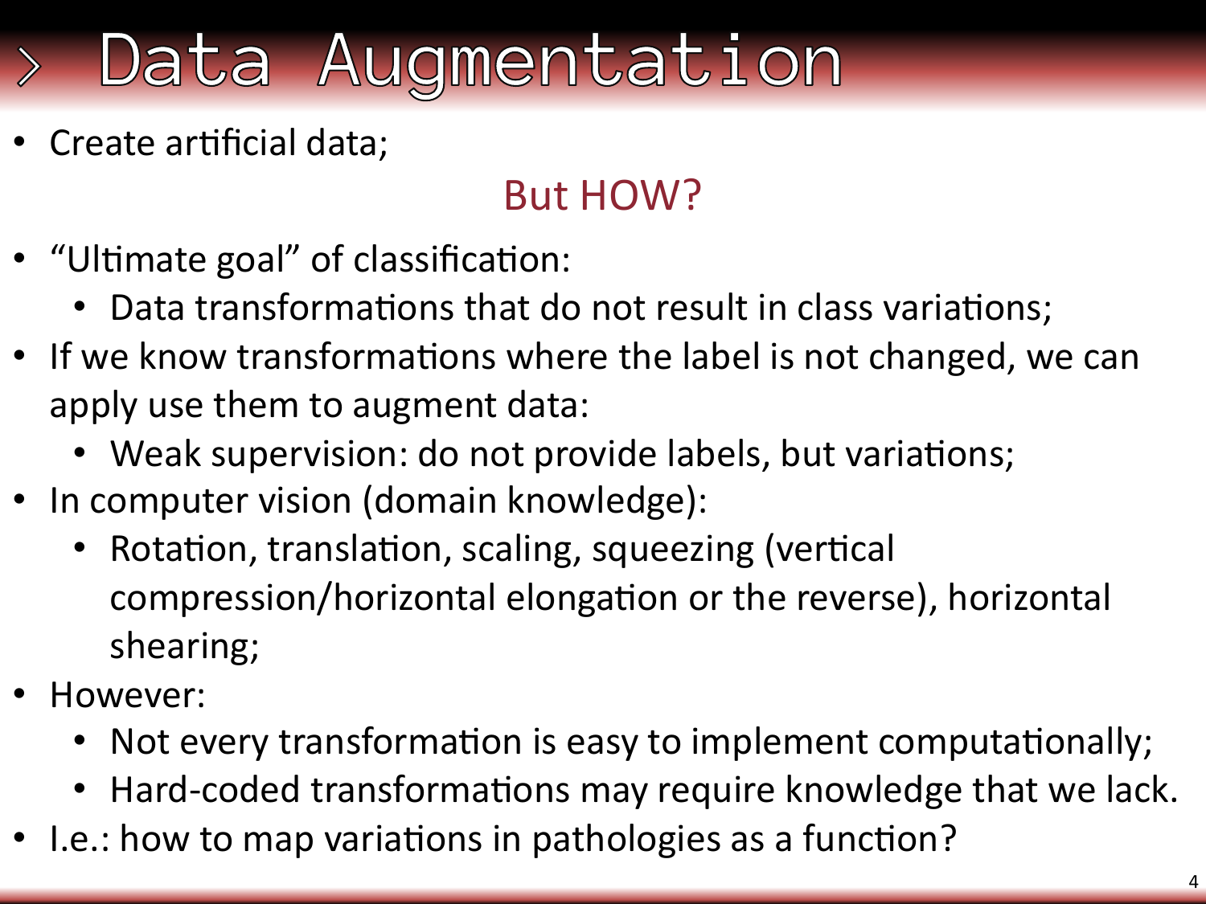# › Data Augmentation

- Create artificial data;

But HOW?

- "Ultimate goal" of classification:
  - Data transformations that do not result in class variations;
- If we know transformations where the label is not changed, we can apply use them to augment data:
  - Weak supervision: do not provide labels, but variations;
- In computer vision (domain knowledge):
  - Rotation, translation, scaling, squeezing (vertical compression/horizontal elongation or the reverse), horizontal shearing;
- However:
  - Not every transformation is easy to implement computationally;
  - Hard-coded transformations may require knowledge that we lack.
- I.e.: how to map variations in pathologies as a function?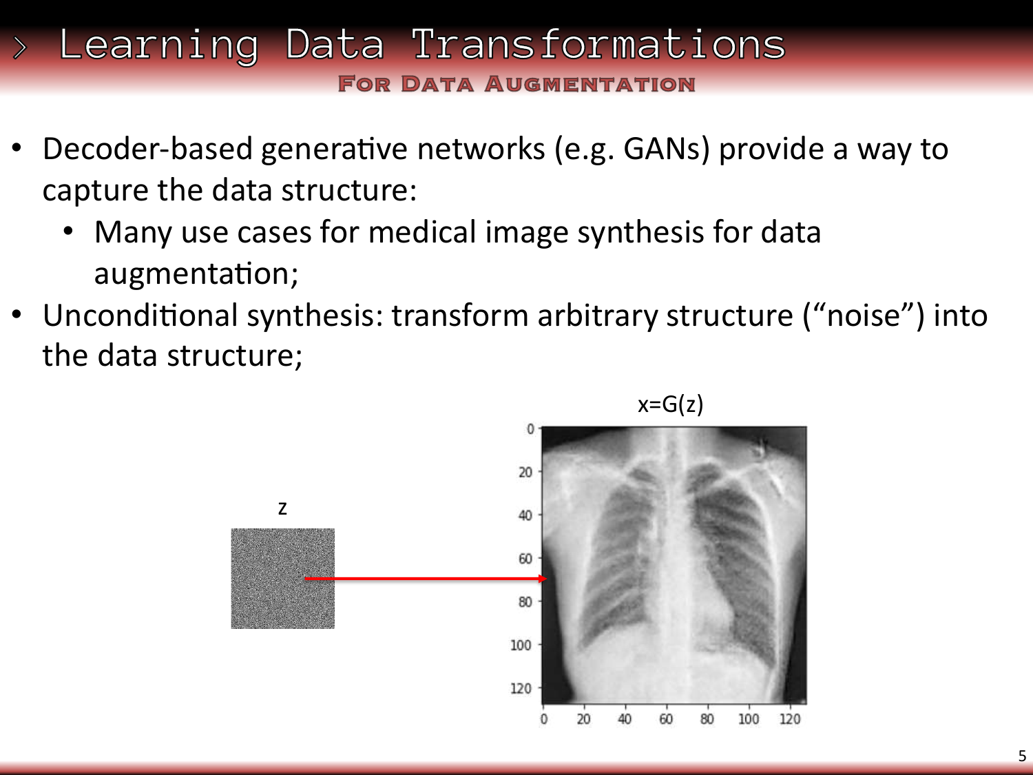# Learning Data Transformations

## For Data Augmentation

- Decoder-based generative networks (e.g. GANs) provide a way to capture the data structure:
  - Many use cases for medical image synthesis for data augmentation;
- Unconditional synthesis: transform arbitrary structure (“noise”) into the data structure;

z

$x=G(z)$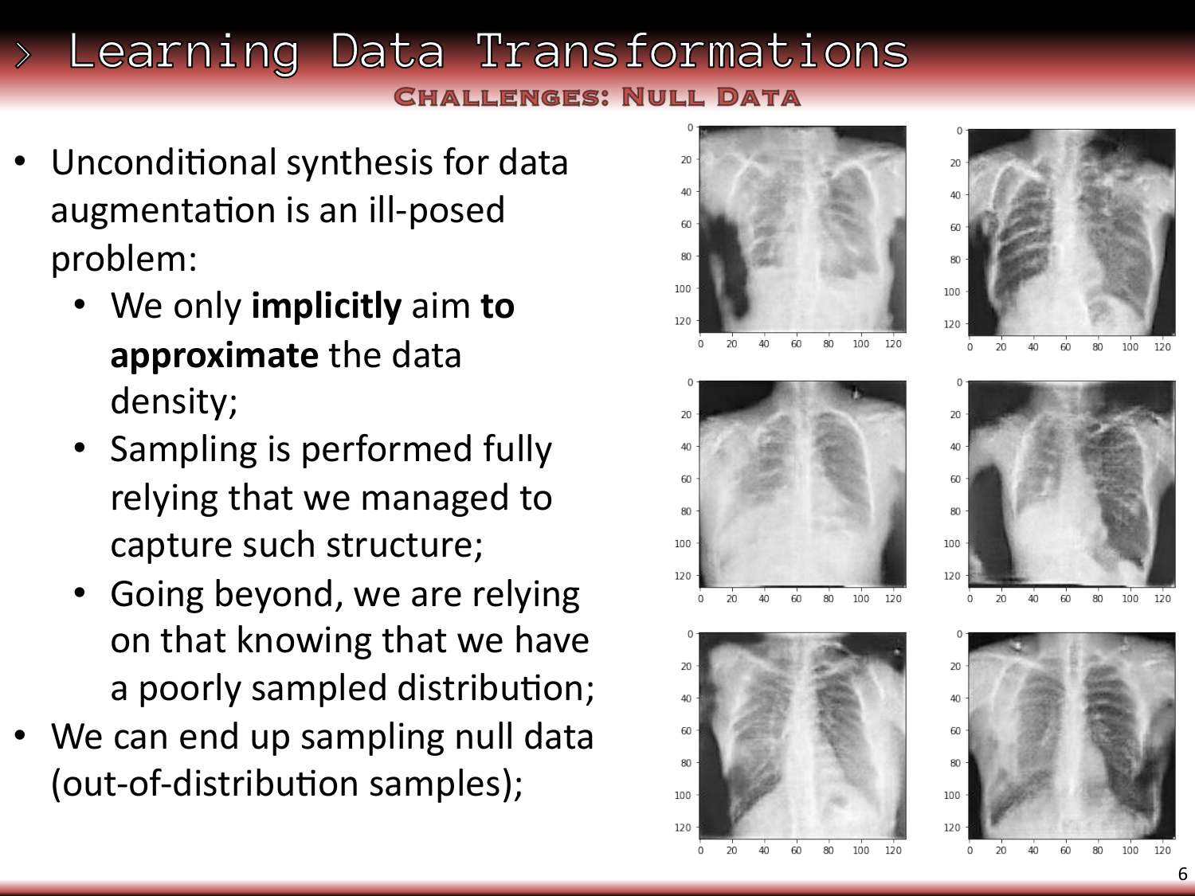# Learning Data Transformations

## Challenges: Null Data

- Unconditional synthesis for data augmentation is an ill-posed problem:
  - We only **implicitly** aim **to approximate** the data density;
  - Sampling is performed fully relying that we managed to capture such structure;
  - Going beyond, we are relying on that knowing that we have a poorly sampled distribution;
- We can end up sampling null data (out-of-distribution samples);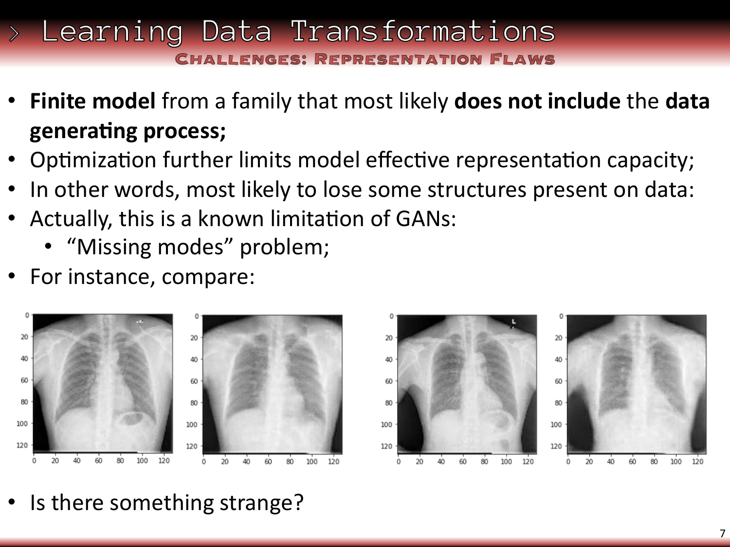# Learning Data Transformations

## Challenges: Representation Flaws

- **Finite model** from a family that most likely **does not include** the **data generating process;**
- Optimization further limits model effective representation capacity;
- In other words, most likely to lose some structures present on data:
- Actually, this is a known limitation of GANs:
  - "Missing modes" problem;
- For instance, compare:

- Is there something strange?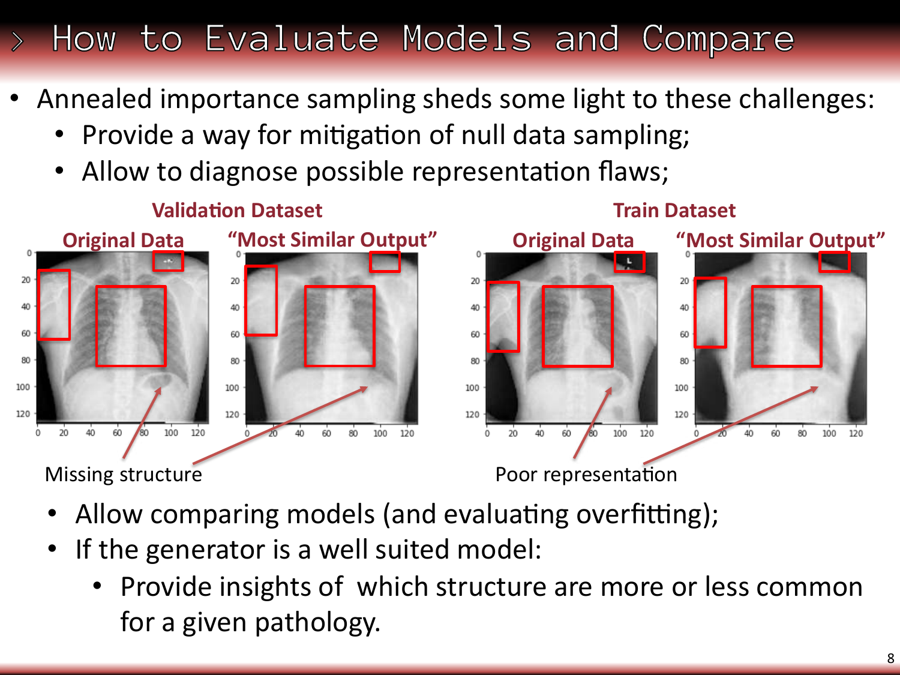# How to Evaluate Models and Compare

- Annealed importance sampling sheds some light to these challenges:
  - Provide a way for mitigation of null data sampling;
  - Allow to diagnose possible representation flaws;

**Validation Dataset**

**Original Data** | **"Most Similar Output"**

**Train Dataset**

**Original Data** | **"Most Similar Output"**

Missing structure

Poor representation

- Allow comparing models (and evaluating overfitting);
- If the generator is a well suited model:
  - Provide insights of which structure are more or less common for a given pathology.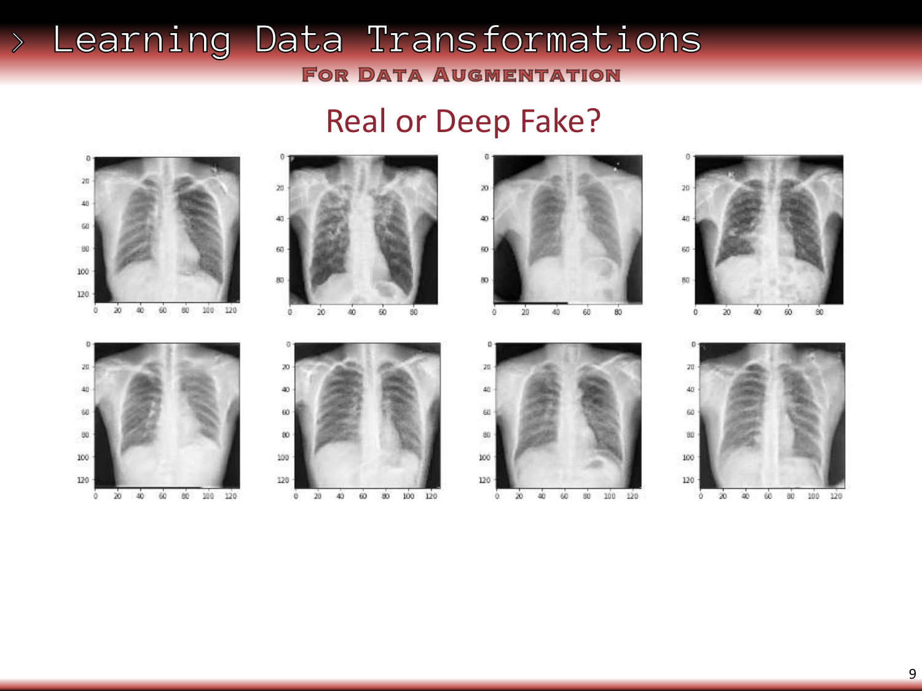# Learning Data Transformations

## For Data Augmentation

### Real or Deep Fake?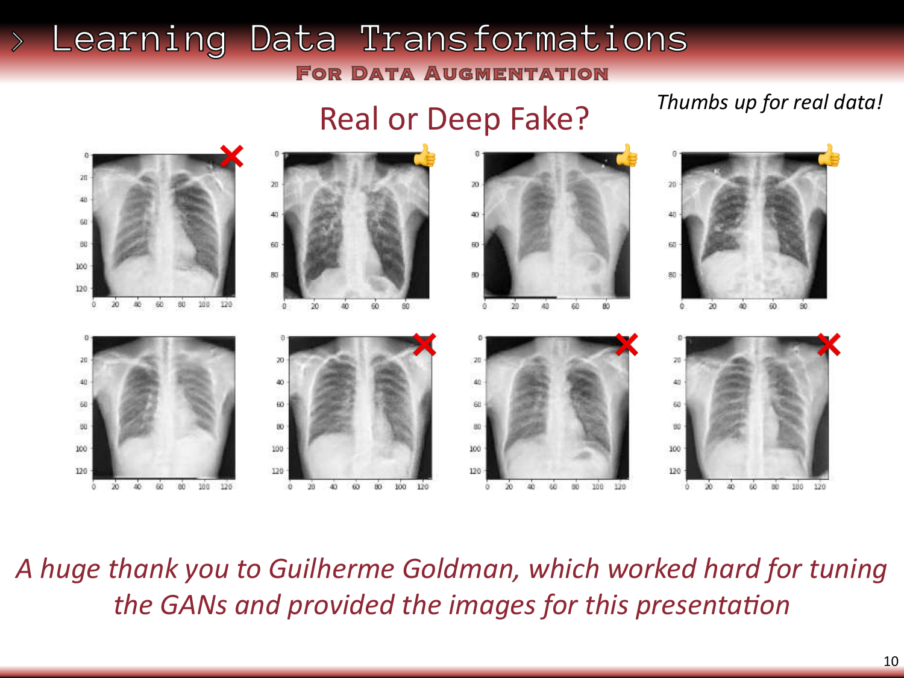# Learning Data Transformations

## For Data Augmentation

### Real or Deep Fake?

*Thumbs up for real data!*

*A huge thank you to Guilherme Goldman, which worked hard for tuning the GANs and provided the images for this presentation*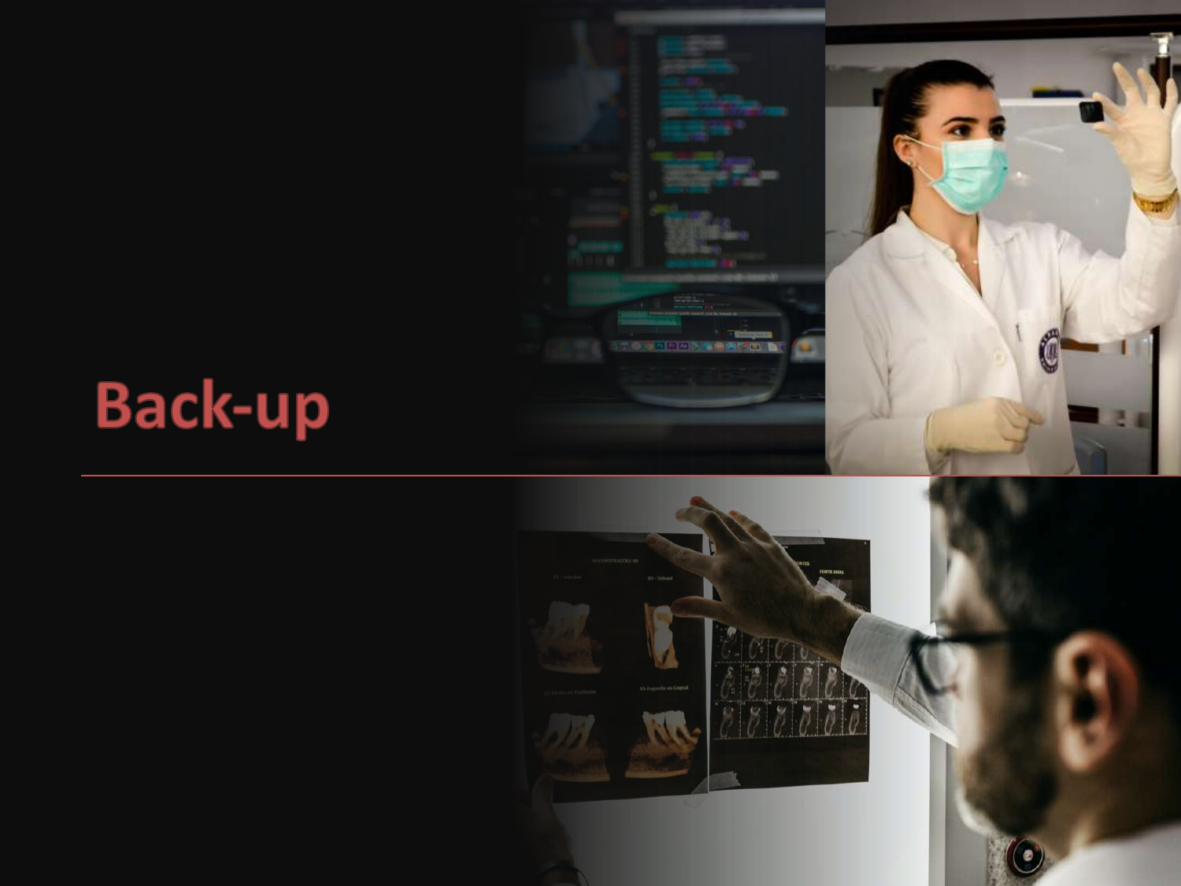# Back-up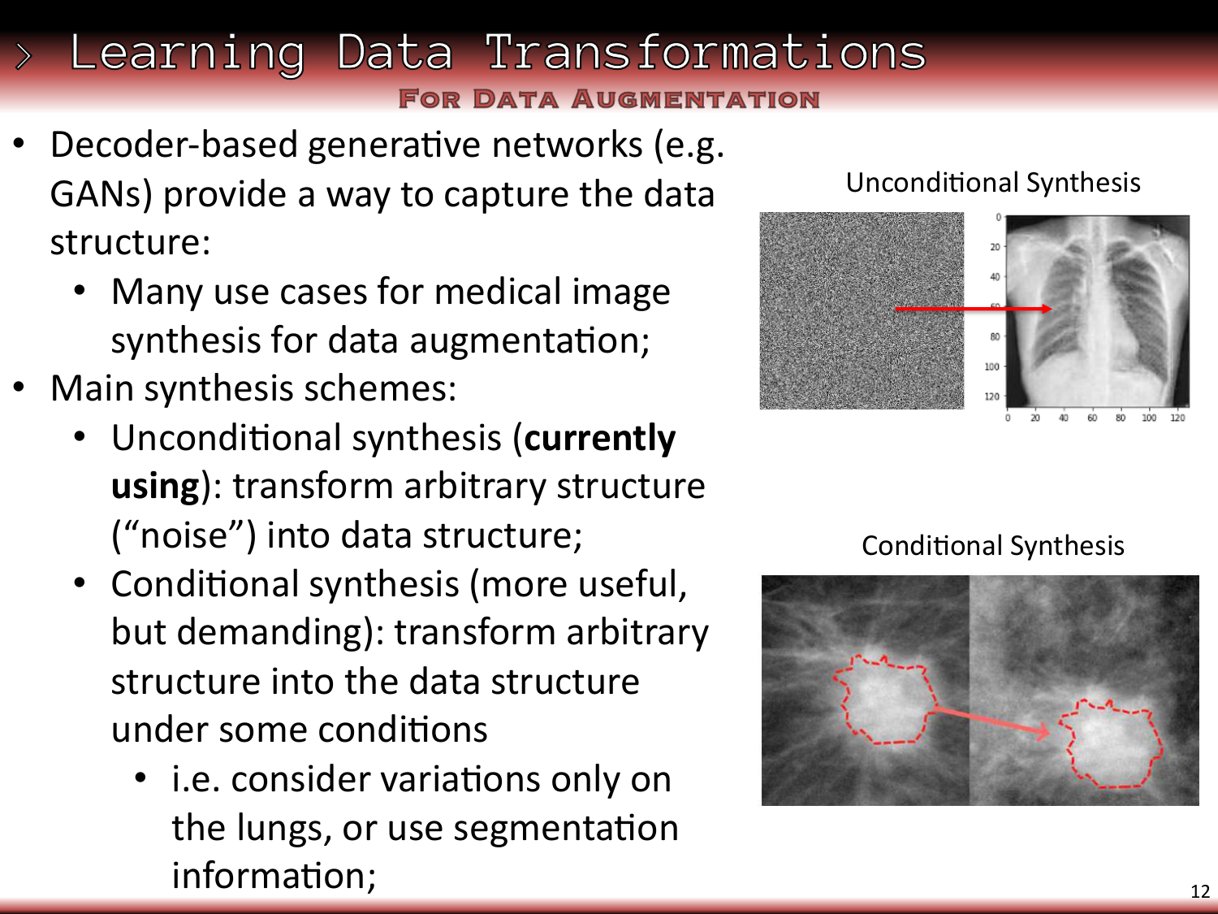# Learning Data Transformations

## For Data Augmentation

- Decoder-based generative networks (e.g. GANs) provide a way to capture the data structure:
  - Many use cases for medical image synthesis for data augmentation;
- Main synthesis schemes:
  - Unconditional synthesis (**currently using**): transform arbitrary structure (“noise”) into data structure;
  - Conditional synthesis (more useful, but demanding): transform arbitrary structure into the data structure under some conditions
    - i.e. consider variations only on the lungs, or use segmentation information;

Unconditional Synthesis

0
20
40
60
80
100
120
0 20 40 60 80 100 120

Conditional Synthesis